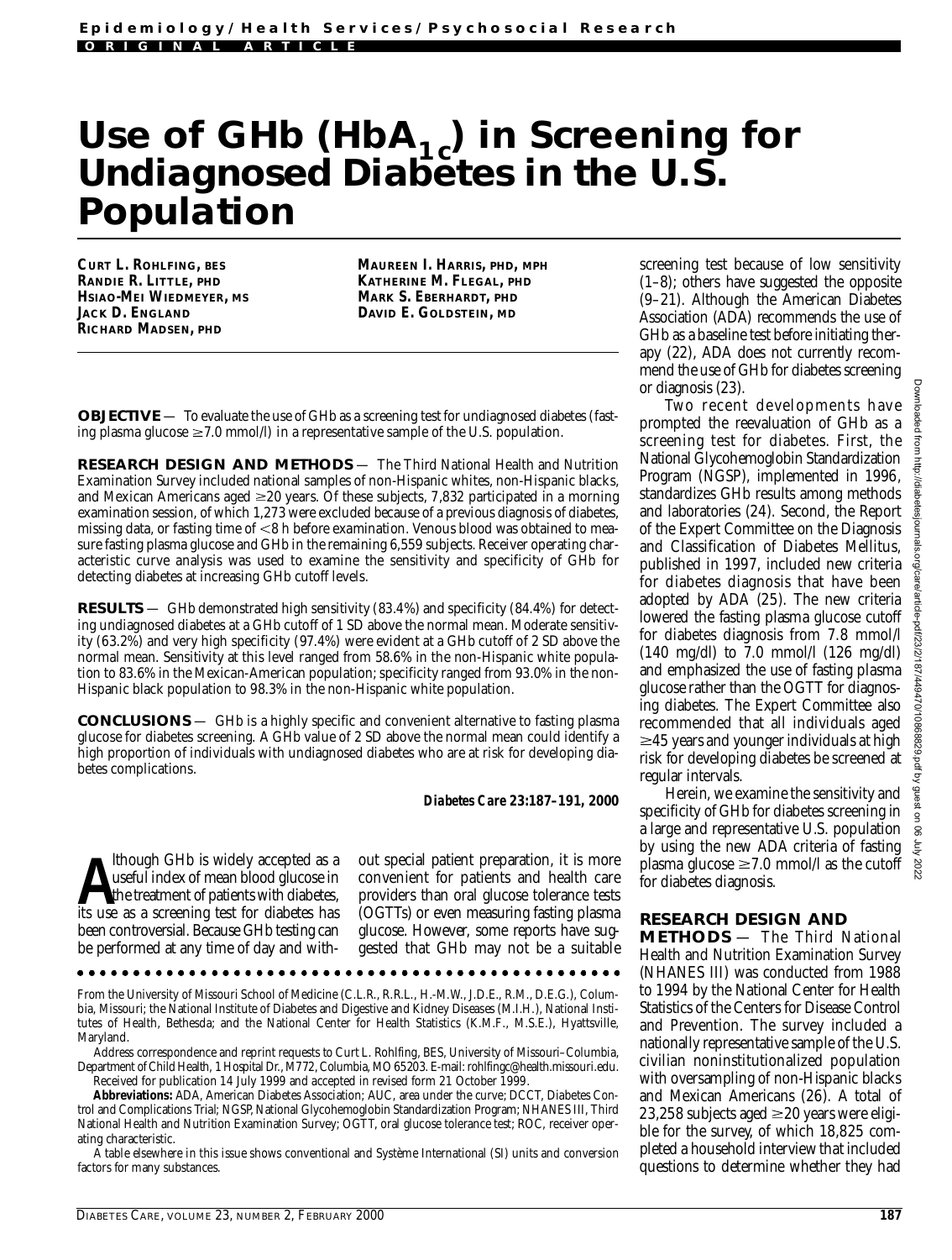# Use of GHb ($HbA_{1c}$) in Screening for Undiagnosed Diabetes in the U.S. Population

**CURT L. ROHLFING, BES**
**RANDIE R. LITTLE, PHD**
**HSIAO-MEI WIEDMEYER, MS**
**JACK D. ENGLAND**
**RICHARD MADSEN, PHD**
**MAUREEN I. HARRIS, PHD, MPH**
**KATHERINE M. FLEGAL, PHD**
**MARK S. EBERHARDT, PHD**
**DAVID E. GOLDSTEIN, MD**

**OBJECTIVE** — To evaluate the use of GHb as a screening test for undiagnosed diabetes (fasting plasma glucose ≥7.0 mmol/l) in a representative sample of the U.S. population.

**RESEARCH DESIGN AND METHODS** — The Third National Health and Nutrition Examination Survey included national samples of non-Hispanic whites, non-Hispanic blacks, and Mexican Americans aged ≥20 years. Of these subjects, 7,832 participated in a morning examination session, of which 1,273 were excluded because of a previous diagnosis of diabetes, missing data, or fasting time of <8 h before examination. Venous blood was obtained to measure fasting plasma glucose and GHb in the remaining 6,559 subjects. Receiver operating characteristic curve analysis was used to examine the sensitivity and specificity of GHb for detecting diabetes at increasing GHb cutoff levels.

**RESULTS** — GHb demonstrated high sensitivity (83.4%) and specificity (84.4%) for detecting undiagnosed diabetes at a GHb cutoff of 1 SD above the normal mean. Moderate sensitivity (63.2%) and very high specificity (97.4%) were evident at a GHb cutoff of 2 SD above the normal mean. Sensitivity at this level ranged from 58.6% in the non-Hispanic white population to 83.6% in the Mexican-American population; specificity ranged from 93.0% in the non-Hispanic black population to 98.3% in the non-Hispanic white population.

**CONCLUSIONS** — GHb is a highly specific and convenient alternative to fasting plasma glucose for diabetes screening. A GHb value of 2 SD above the normal mean could identify a high proportion of individuals with undiagnosed diabetes who are at risk for developing diabetes complications.

*Diabetes Care* **23:187–191, 2000**

Although GHb is widely accepted as a useful index of mean blood glucose in the treatment of patients with diabetes, its use as a screening test for diabetes has been controversial. Because GHb testing can be performed at any time of day and without special patient preparation, it is more convenient for patients and health care providers than oral glucose tolerance tests (OGTTs) or even measuring fasting plasma glucose. However, some reports have suggested that GHb may not be a suitable screening test because of low sensitivity (1–8); others have suggested the opposite (9–21). Although the American Diabetes Association (ADA) recommends the use of GHb as a baseline test before initiating therapy (22), ADA does not currently recommend the use of GHb for diabetes screening or diagnosis (23).

Two recent developments have prompted the reevaluation of GHb as a screening test for diabetes. First, the National Glycohemoglobin Standardization Program (NGSP), implemented in 1996, standardizes GHb results among methods and laboratories (24). Second, the Report of the Expert Committee on the Diagnosis and Classification of Diabetes Mellitus, published in 1997, included new criteria for diabetes diagnosis that have been adopted by ADA (25). The new criteria lowered the fasting plasma glucose cutoff for diabetes diagnosis from 7.8 mmol/l (140 mg/dl) to 7.0 mmol/l (126 mg/dl) and emphasized the use of fasting plasma glucose rather than the OGTT for diagnosing diabetes. The Expert Committee also recommended that all individuals aged ≥45 years and younger individuals at high risk for developing diabetes be screened at regular intervals.

Herein, we examine the sensitivity and specificity of GHb for diabetes screening in a large and representative U.S. population by using the new ADA criteria of fasting plasma glucose ≥7.0 mmol/l as the cutoff for diabetes diagnosis.

## RESEARCH DESIGN AND METHODS

The Third National Health and Nutrition Examination Survey (NHANES III) was conducted from 1988 to 1994 by the National Center for Health Statistics of the Centers for Disease Control and Prevention. The survey included a nationally representative sample of the U.S. civilian noninstitutionalized population with oversampling of non-Hispanic blacks and Mexican Americans (26). A total of 23,258 subjects aged ≥20 years were eligible for the survey, of which 18,825 completed a household interview that included questions to determine whether they had

From the University of Missouri School of Medicine (C.L.R., R.R.L., H.-M.W., J.D.E., R.M., D.E.G.), Columbia, Missouri; the National Institute of Diabetes and Digestive and Kidney Diseases (M.I.H.), National Institutes of Health, Bethesda; and the National Center for Health Statistics (K.M.F., M.S.E.), Hyattsville, Maryland.

Address correspondence and reprint requests to Curt L. Rohlfing, BES, University of Missouri–Columbia, Department of Child Health, 1 Hospital Dr., M772, Columbia, MO 65203. E-mail: rohlfingc@health.missouri.edu.

Received for publication 14 July 1999 and accepted in revised form 21 October 1999.

**Abbreviations:** ADA, American Diabetes Association; AUC, area under the curve; DCCT, Diabetes Control and Complications Trial; NGSP, National Glycohemoglobin Standardization Program; NHANES III, Third National Health and Nutrition Examination Survey; OGTT, oral glucose tolerance test; ROC, receiver operating characteristic.

A table elsewhere in this issue shows conventional and Système International (SI) units and conversion factors for many substances.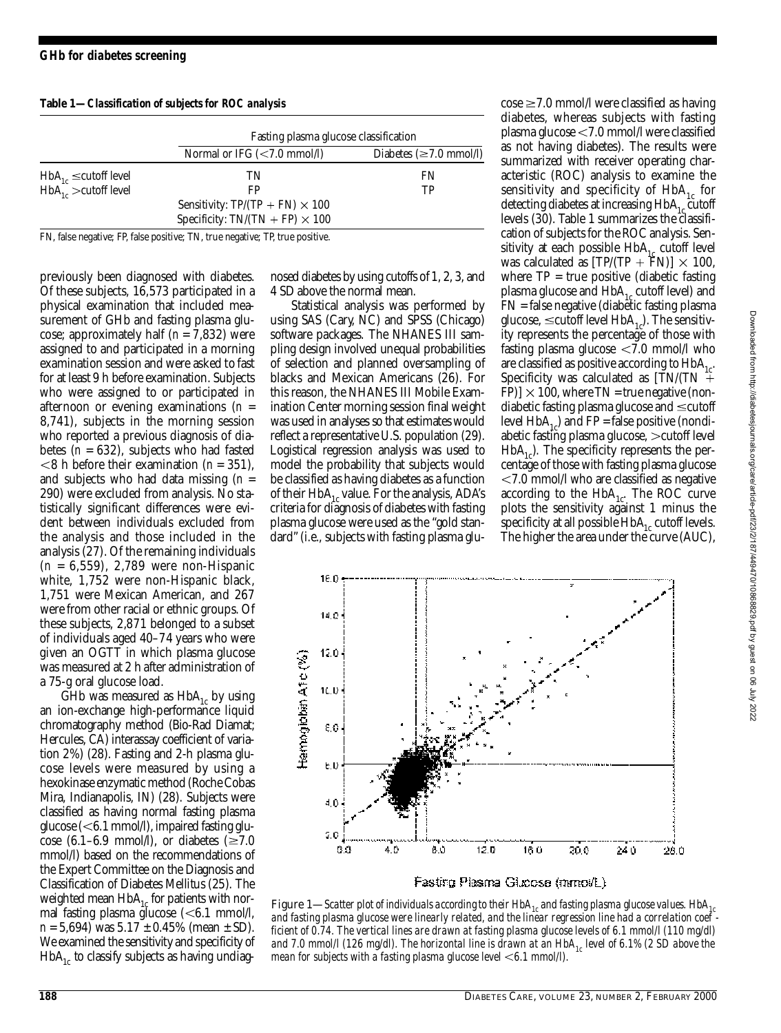**Table 1—Classification of subjects for ROC analysis**

| | Fasting plasma glucose classification | |
|---|---|---|
| | Normal or IFG (<7.0 mmol/l) | Diabetes (≥7.0 mmol/l) |
| $HbA_{1c}$ ≤cutoff level | TN | FN |
| $HbA_{1c}$ >cutoff level | FP | TP |
| | Sensitivity: TP/(TP + FN) × 100 | |
| | Specificity: TN/(TN + FP) × 100 | |

FN, false negative; FP, false positive; TN, true negative; TP, true positive.

previously been diagnosed with diabetes. Of these subjects, 16,573 participated in a physical examination that included measurement of GHb and fasting plasma glucose; approximately half ($n$ = 7,832) were assigned to and participated in a morning examination session and were asked to fast for at least 9 h before examination. Subjects who were assigned to or participated in afternoon or evening examinations ($n$ = 8,741), subjects in the morning session who reported a previous diagnosis of diabetes ($n$ = 632), subjects who had fasted <8 h before their examination ($n$ = 351), and subjects who had data missing ($n$ = 290) were excluded from analysis. No statistically significant differences were evident between individuals excluded from the analysis and those included in the analysis (27). Of the remaining individuals ($n$ = 6,559), 2,789 were non-Hispanic white, 1,752 were non-Hispanic black, 1,751 were Mexican American, and 267 were from other racial or ethnic groups. Of these subjects, 2,871 belonged to a subset of individuals aged 40–74 years who were given an OGTT in which plasma glucose was measured at 2 h after administration of a 75-g oral glucose load.

GHb was measured as $HbA_{1c}$ by using an ion-exchange high-performance liquid chromatography method (Bio-Rad Diamat; Hercules, CA) interassay coefficient of variation 2%) (28). Fasting and 2-h plasma glucose levels were measured by using a hexokinase enzymatic method (Roche Cobas Mira, Indianapolis, IN) (28). Subjects were classified as having normal fasting plasma glucose (<6.1 mmol/l), impaired fasting glucose (6.1–6.9 mmol/l), or diabetes (≥7.0 mmol/l) based on the recommendations of the Expert Committee on the Diagnosis and Classification of Diabetes Mellitus (25). The weighted mean $HbA_{1c}$ for patients with normal fasting plasma glucose (<6.1 mmol/l, $n$ = 5,694) was 5.17 ± 0.45% (mean ± SD). We examined the sensitivity and specificity of $HbA_{1c}$ to classify subjects as having undiagnosed diabetes by using cutoffs of 1, 2, 3, and 4 SD above the normal mean.

Statistical analysis was performed by using SAS (Cary, NC) and SPSS (Chicago) software packages. The NHANES III sampling design involved unequal probabilities of selection and planned oversampling of blacks and Mexican Americans (26). For this reason, the NHANES III Mobile Examination Center morning session final weight was used in analyses so that estimates would reflect a representative U.S. population (29). Logistical regression analysis was used to model the probability that subjects would be classified as having diabetes as a function of their $HbA_{1c}$ value. For the analysis, ADA's criteria for diagnosis of diabetes with fasting plasma glucose were used as the "gold standard" (i.e., subjects with fasting plasma glucose ≥7.0 mmol/l were classified as having diabetes, whereas subjects with fasting plasma glucose <7.0 mmol/l were classified as not having diabetes). The results were summarized with receiver operating characteristic (ROC) analysis to examine the sensitivity and specificity of $HbA_{1c}$ for detecting diabetes at increasing $HbA_{1c}$ cutoff levels (30). Table 1 summarizes the classification of subjects for the ROC analysis. Sensitivity at each possible $HbA_{1c}$ cutoff level was calculated as $[TP/(TP + FN)] \times 100$, where TP = true positive (diabetic fasting plasma glucose and $HbA_{1c}$ cutoff level) and FN = false negative (diabetic fasting plasma glucose, ≤cutoff level $HbA_{1c}$). The sensitivity represents the percentage of those with fasting plasma glucose <7.0 mmol/l who are classified as positive according to $HbA_{1c}$. Specificity was calculated as $[TN/(TN + FP)] \times 100$, where TN = true negative (nondiabetic fasting plasma glucose and ≤cutoff level $HbA_{1c}$) and FP = false positive (nondiabetic fasting plasma glucose, >cutoff level $HbA_{1c}$). The specificity represents the percentage of those with fasting plasma glucose <7.0 mmol/l who are classified as negative according to the $HbA_{1c}$. The ROC curve plots the sensitivity against 1 minus the specificity at all possible $HbA_{1c}$ cutoff levels. The higher the area under the curve (AUC),

**Figure 1**—Scatter plot of individuals according to their $HbA_{1c}$ and fasting plasma glucose values. $HbA_{1c}$ and fasting plasma glucose were linearly related, and the linear regression line had a correlation coefficient of 0.74. The vertical lines are drawn at fasting plasma glucose levels of 6.1 mmol/l (110 mg/dl) and 7.0 mmol/l (126 mg/dl). The horizontal line is drawn at an $HbA_{1c}$ level of 6.1% (2 SD above the mean for subjects with a fasting plasma glucose level <6.1 mmol/l).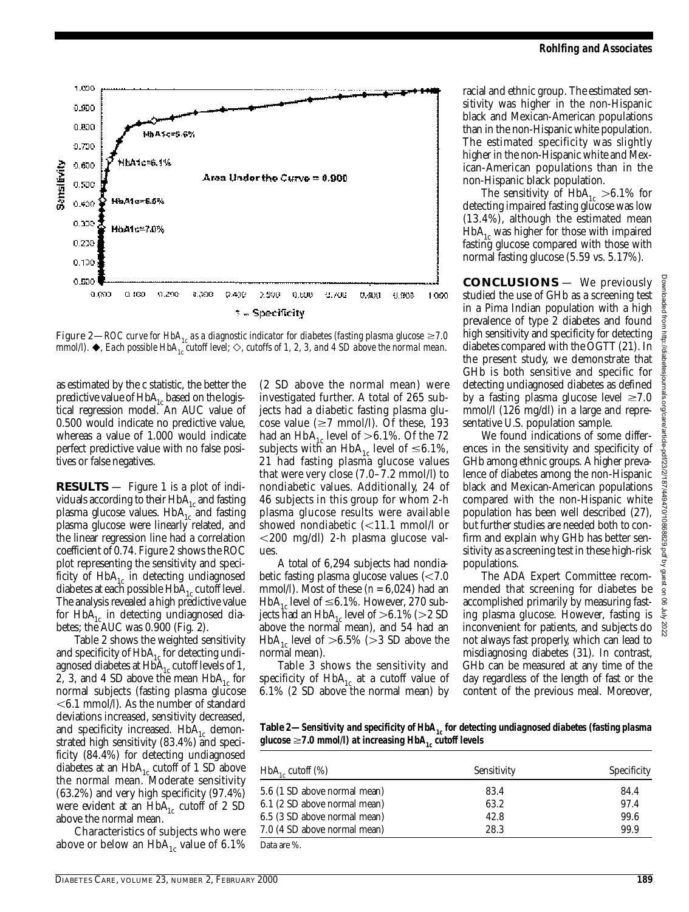Figure 2—*ROC curve for $HbA_{1c}$ as a diagnostic indicator for diabetes (fasting plasma glucose ≥7.0 mmol/l).* ◆, *Each possible $HbA_{1c}$ cutoff level;* ◇, *cutoffs of 1, 2, 3, and 4 SD above the normal mean.*

as estimated by the c statistic, the better the predictive value of $HbA_{1c}$ based on the logistical regression model. An AUC value of 0.500 would indicate no predictive value, whereas a value of 1.000 would indicate perfect predictive value with no false positives or false negatives.

## RESULTS

Figure 1 is a plot of individuals according to their $HbA_{1c}$ and fasting plasma glucose values. $HbA_{1c}$ and fasting plasma glucose were linearly related, and the linear regression line had a correlation coefficient of 0.74. Figure 2 shows the ROC plot representing the sensitivity and specificity of $HbA_{1c}$ in detecting undiagnosed diabetes at each possible $HbA_{1c}$ cutoff level. The analysis revealed a high predictive value for $HbA_{1c}$ in detecting undiagnosed diabetes; the AUC was 0.900 (Fig. 2).

Table 2 shows the weighted sensitivity and specificity of $HbA_{1c}$ for detecting undiagnosed diabetes at $HbA_{1c}$ cutoff levels of 1, 2, 3, and 4 SD above the mean $HbA_{1c}$ for normal subjects (fasting plasma glucose <6.1 mmol/l). As the number of standard deviations increased, sensitivity decreased, and specificity increased. $HbA_{1c}$ demonstrated high sensitivity (83.4%) and specificity (84.4%) for detecting undiagnosed diabetes at an $HbA_{1c}$ cutoff of 1 SD above the normal mean. Moderate sensitivity (63.2%) and very high specificity (97.4%) were evident at an $HbA_{1c}$ cutoff of 2 SD above the normal mean.

Characteristics of subjects who were above or below an $HbA_{1c}$ value of 6.1% (2 SD above the normal mean) were investigated further. A total of 265 subjects had a diabetic fasting plasma glucose value (≥7 mmol/l). Of these, 193 had an $HbA_{1c}$ level of >6.1%. Of the 72 subjects with an $HbA_{1c}$ level of ≤6.1%, 21 had fasting plasma glucose values that were very close (7.0–7.2 mmol/l) to nondiabetic values. Additionally, 24 of 46 subjects in this group for whom 2-h plasma glucose results were available showed nondiabetic (<11.1 mmol/l or <200 mg/dl) 2-h plasma glucose values.

A total of 6,294 subjects had nondiabetic fasting plasma glucose values (<7.0 mmol/l). Most of these ($n$ = 6,024) had an $HbA_{1c}$ level of ≤6.1%. However, 270 subjects had an $HbA_{1c}$ level of >6.1% (>2 SD above the normal mean), and 54 had an $HbA_{1c}$ level of >6.5% (>3 SD above the normal mean).

Table 3 shows the sensitivity and specificity of $HbA_{1c}$ at a cutoff value of 6.1% (2 SD above the normal mean) by racial and ethnic group. The estimated sensitivity was higher in the non-Hispanic black and Mexican-American populations than in the non-Hispanic white population. The estimated specificity was slightly higher in the non-Hispanic white and Mexican-American populations than in the non-Hispanic black population.

The sensitivity of $HbA_{1c}$ >6.1% for detecting impaired fasting glucose was low (13.4%), although the estimated mean $HbA_{1c}$ was higher for those with impaired fasting glucose compared with those with normal fasting glucose (5.59 vs. 5.17%).

## CONCLUSIONS

We previously studied the use of GHb as a screening test in a Pima Indian population with a high prevalence of type 2 diabetes and found high sensitivity and specificity for detecting diabetes compared with the OGTT (21). In the present study, we demonstrate that GHb is both sensitive and specific for detecting undiagnosed diabetes as defined by a fasting plasma glucose level ≥7.0 mmol/l (126 mg/dl) in a large and representative U.S. population sample.

We found indications of some differences in the sensitivity and specificity of GHb among ethnic groups. A higher prevalence of diabetes among the non-Hispanic black and Mexican-American populations compared with the non-Hispanic white population has been well described (27), but further studies are needed both to confirm and explain why GHb has better sensitivity as a screening test in these high-risk populations.

The ADA Expert Committee recommended that screening for diabetes be accomplished primarily by measuring fasting plasma glucose. However, fasting is inconvenient for patients, and subjects do not always fast properly, which can lead to misdiagnosing diabetes (31). In contrast, GHb can be measured at any time of the day regardless of the length of fast or the content of the previous meal. Moreover,

**Table 2—Sensitivity and specificity of $HbA_{1c}$ for detecting undiagnosed diabetes (fasting plasma glucose ≥7.0 mmol/l) at increasing $HbA_{1c}$ cutoff levels**

| $HbA_{1c}$ cutoff (%) | Sensitivity | Specificity |
|---|---|---|
| 5.6 (1 SD above normal mean) | 83.4 | 84.4 |
| 6.1 (2 SD above normal mean) | 63.2 | 97.4 |
| 6.5 (3 SD above normal mean) | 42.8 | 99.6 |
| 7.0 (4 SD above normal mean) | 28.3 | 99.9 |

Data are %.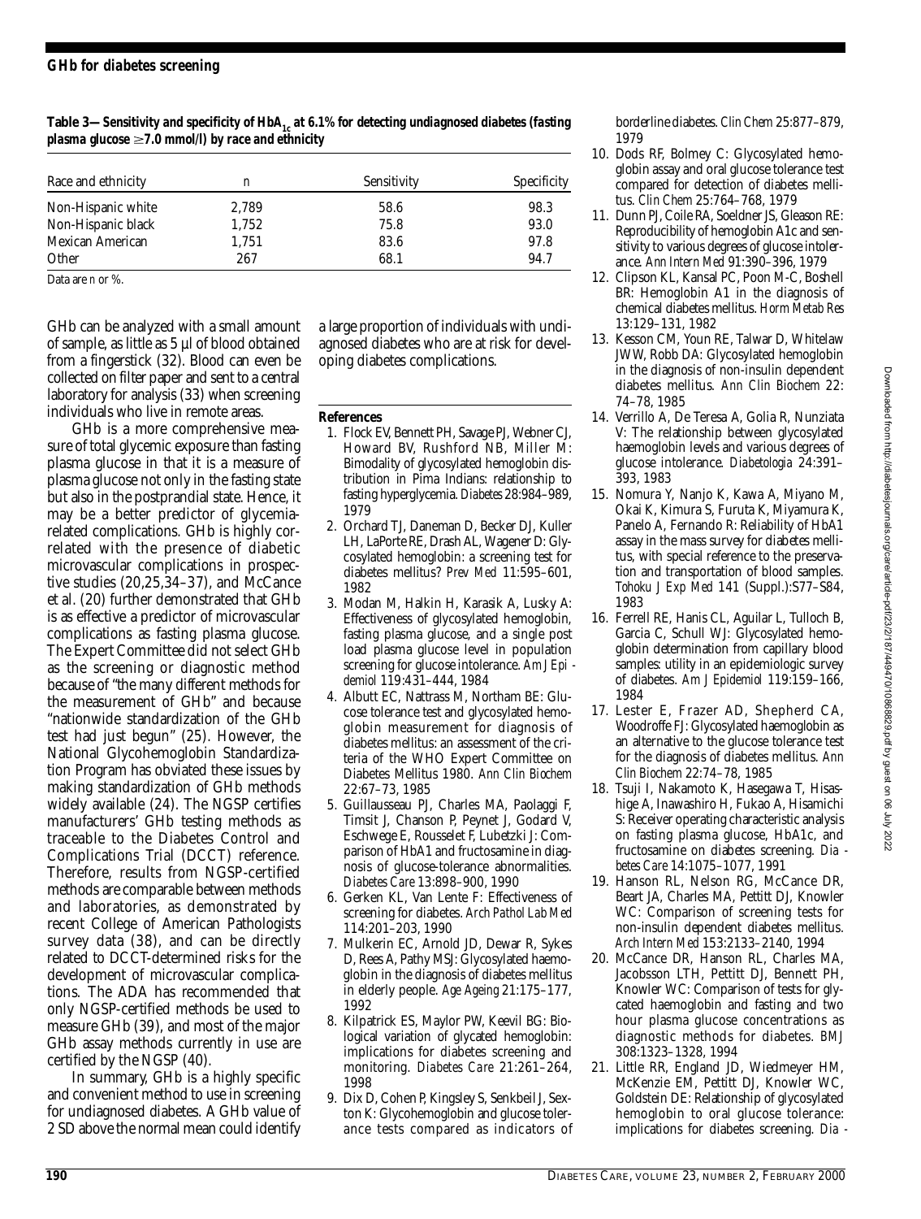**Table 3—Sensitivity and specificity of $HbA_{1c}$ at 6.1% for detecting undiagnosed diabetes (fasting plasma glucose ≥7.0 mmol/l) by race and ethnicity**

| Race and ethnicity | n | Sensitivity | Specificity |
|---|---|---|---|
| Non-Hispanic white | 2,789 | 58.6 | 98.3 |
| Non-Hispanic black | 1,752 | 75.8 | 93.0 |
| Mexican American | 1,751 | 83.6 | 97.8 |
| Other | 267 | 68.1 | 94.7 |

Data are *n* or %.

GHb can be analyzed with a small amount of sample, as little as 5 µl of blood obtained from a fingerstick (32). Blood can even be collected on filter paper and sent to a central laboratory for analysis (33) when screening individuals who live in remote areas.

GHb is a more comprehensive measure of total glycemic exposure than fasting plasma glucose in that it is a measure of plasma glucose not only in the fasting state but also in the postprandial state. Hence, it may be a better predictor of glycemia-related complications. GHb is highly correlated with the presence of diabetic microvascular complications in prospective studies (20,25,34–37), and McCance et al. (20) further demonstrated that GHb is as effective a predictor of microvascular complications as fasting plasma glucose. The Expert Committee did not select GHb as the screening or diagnostic method because of "the many different methods for the measurement of GHb" and because "nationwide standardization of the GHb test had just begun" (25). However, the National Glycohemoglobin Standardization Program has obviated these issues by making standardization of GHb methods widely available (24). The NGSP certifies manufacturers' GHb testing methods as traceable to the Diabetes Control and Complications Trial (DCCT) reference. Therefore, results from NGSP-certified methods are comparable between methods and laboratories, as demonstrated by recent College of American Pathologists survey data (38), and can be directly related to DCCT-determined risks for the development of microvascular complications. The ADA has recommended that only NGSP-certified methods be used to measure GHb (39), and most of the major GHb assay methods currently in use are certified by the NGSP (40).

In summary, GHb is a highly specific and convenient method to use in screening for undiagnosed diabetes. A GHb value of 2 SD above the normal mean could identify a large proportion of individuals with undiagnosed diabetes who are at risk for developing diabetes complications.

## References

1. Flock EV, Bennett PH, Savage PJ, Webner CJ, Howard BV, Rushford NB, Miller M: Bimodality of glycosylated hemoglobin distribution in Pima Indians: relationship to fasting hyperglycemia. *Diabetes* 28:984–989, 1979
2. Orchard TJ, Daneman D, Becker DJ, Kuller LH, LaPorte RE, Drash AL, Wagener D: Glycosylated hemoglobin: a screening test for diabetes mellitus? *Prev Med* 11:595–601, 1982
3. Modan M, Halkin H, Karasik A, Lusky A: Effectiveness of glycosylated hemoglobin, fasting plasma glucose, and a single post load plasma glucose level in population screening for glucose intolerance. *Am J Epidemiol* 119:431–444, 1984
4. Albutt EC, Nattrass M, Northam BE: Glucose tolerance test and glycosylated hemoglobin measurement for diagnosis of diabetes mellitus: an assessment of the criteria of the WHO Expert Committee on Diabetes Mellitus 1980. *Ann Clin Biochem* 22:67–73, 1985
5. Guillausseau PJ, Charles MA, Paolaggi F, Timsit J, Chanson P, Peynet J, Godard V, Eschwege E, Rousselet F, Lubetzki J: Comparison of HbA1 and fructosamine in diagnosis of glucose-tolerance abnormalities. *Diabetes Care* 13:898–900, 1990
6. Gerken KL, Van Lente F: Effectiveness of screening for diabetes. *Arch Pathol Lab Med* 114:201–203, 1990
7. Mulkerin EC, Arnold JD, Dewar R, Sykes D, Rees A, Pathy MSJ: Glycosylated haemoglobin in the diagnosis of diabetes mellitus in elderly people. *Age Ageing* 21:175–177, 1992
8. Kilpatrick ES, Maylor PW, Keevil BG: Biological variation of glycated hemoglobin: implications for diabetes screening and monitoring. *Diabetes Care* 21:261–264, 1998
9. Dix D, Cohen P, Kingsley S, Senkbeil J, Sexton K: Glycohemoglobin and glucose tolerance tests compared as indicators of borderline diabetes. *Clin Chem* 25:877–879, 1979
10. Dods RF, Bolmey C: Glycosylated hemoglobin assay and oral glucose tolerance test compared for detection of diabetes mellitus. *Clin Chem* 25:764–768, 1979
11. Dunn PJ, Coile RA, Soeldner JS, Gleason RE: Reproducibility of hemoglobin A1c and sensitivity to various degrees of glucose intolerance. *Ann Intern Med* 91:390–396, 1979
12. Clipson KL, Kansal PC, Poon M-C, Boshell BR: Hemoglobin A1 in the diagnosis of chemical diabetes mellitus. *Horm Metab Res* 13:129–131, 1982
13. Kesson CM, Youn RE, Talwar D, Whitelaw JWW, Robb DA: Glycosylated hemoglobin in the diagnosis of non-insulin dependent diabetes mellitus. *Ann Clin Biochem* 22: 74–78, 1985
14. Verrillo A, De Teresa A, Golia R, Nunziata V: The relationship between glycosylated haemoglobin levels and various degrees of glucose intolerance. *Diabetologia* 24:391–393, 1983
15. Nomura Y, Nanjo K, Kawa A, Miyano M, Okai K, Kimura S, Furuta K, Miyamura K, Panelo A, Fernando R: Reliability of HbA1 assay in the mass survey for diabetes mellitus, with special reference to the preservation and transportation of blood samples. *Tohoku J Exp Med* 141 (Suppl.):S77–S84, 1983
16. Ferrell RE, Hanis CL, Aguilar L, Tulloch B, Garcia C, Schull WJ: Glycosylated hemoglobin determination from capillary blood samples: utility in an epidemiologic survey of diabetes. *Am J Epidemiol* 119:159–166, 1984
17. Lester E, Frazer AD, Shepherd CA, Woodroffe FJ: Glycosylated haemoglobin as an alternative to the glucose tolerance test for the diagnosis of diabetes mellitus. *Ann Clin Biochem* 22:74–78, 1985
18. Tsuji I, Nakamoto K, Hasegawa T, Hisashige A, Inawashiro H, Fukao A, Hisamichi S: Receiver operating characteristic analysis on fasting plasma glucose, HbA1c, and fructosamine on diabetes screening. *Diabetes Care* 14:1075–1077, 1991
19. Hanson RL, Nelson RG, McCance DR, Beart JA, Charles MA, Pettitt DJ, Knowler WC: Comparison of screening tests for non-insulin dependent diabetes mellitus. *Arch Intern Med* 153:2133–2140, 1994
20. McCance DR, Hanson RL, Charles MA, Jacobsson LTH, Pettitt DJ, Bennett PH, Knowler WC: Comparison of tests for glycated haemoglobin and fasting and two hour plasma glucose concentrations as diagnostic methods for diabetes. *BMJ* 308:1323–1328, 1994
21. Little RR, England JD, Wiedmeyer HM, McKenzie EM, Pettitt DJ, Knowler WC, Goldstein DE: Relationship of glycosylated hemoglobin to oral glucose tolerance: implications for diabetes screening. *Dia-*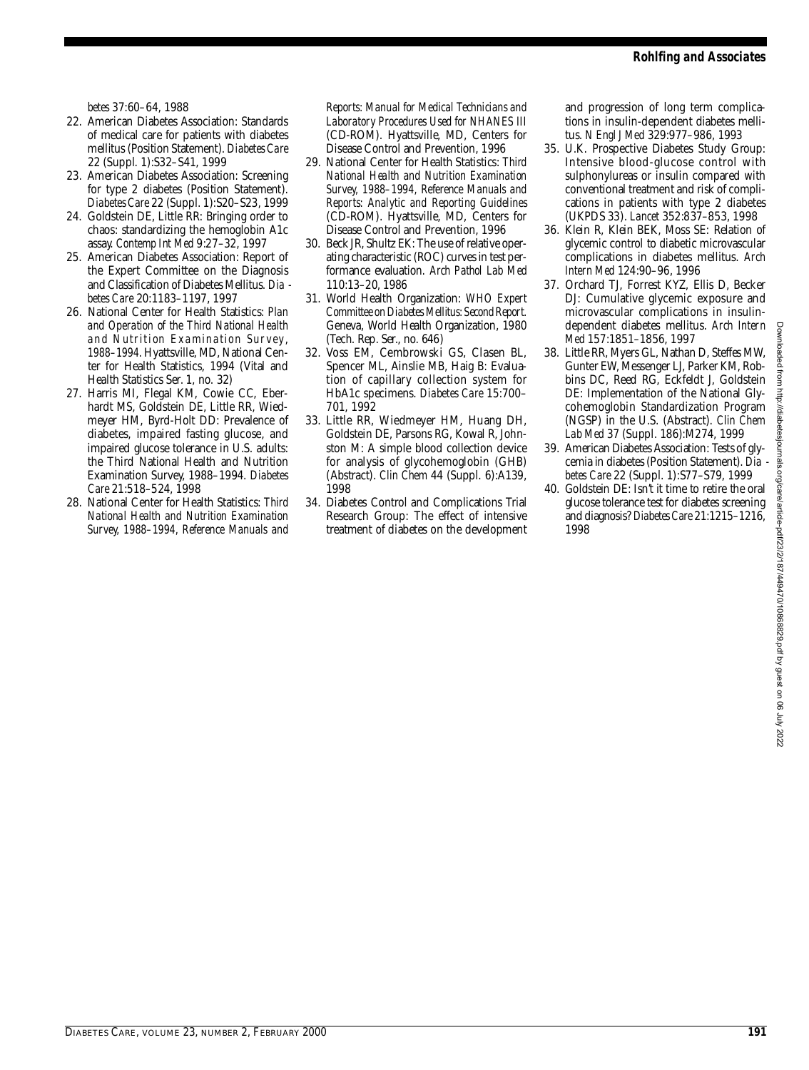*betes* 37:60–64, 1988

22. American Diabetes Association: Standards of medical care for patients with diabetes mellitus (Position Statement). *Diabetes Care* 22 (Suppl. 1):S32–S41, 1999
23. American Diabetes Association: Screening for type 2 diabetes (Position Statement). *Diabetes Care* 22 (Suppl. 1):S20–S23, 1999
24. Goldstein DE, Little RR: Bringing order to chaos: standardizing the hemoglobin A1c assay. *Contemp Int Med* 9:27–32, 1997
25. American Diabetes Association: Report of the Expert Committee on the Diagnosis and Classification of Diabetes Mellitus. *Diabetes Care* 20:1183–1197, 1997
26. National Center for Health Statistics: *Plan and Operation of the Third National Health and Nutrition Examination Survey, 1988–1994*. Hyattsville, MD, National Center for Health Statistics, 1994 (Vital and Health Statistics Ser. 1, no. 32)
27. Harris MI, Flegal KM, Cowie CC, Eberhardt MS, Goldstein DE, Little RR, Wiedmeyer HM, Byrd-Holt DD: Prevalence of diabetes, impaired fasting glucose, and impaired glucose tolerance in U.S. adults: the Third National Health and Nutrition Examination Survey, 1988–1994. *Diabetes Care* 21:518–524, 1998
28. National Center for Health Statistics: *Third National Health and Nutrition Examination Survey, 1988–1994, Reference Manuals and Reports: Manual for Medical Technicians and Laboratory Procedures Used for NHANES III* (CD-ROM). Hyattsville, MD, Centers for Disease Control and Prevention, 1996
29. National Center for Health Statistics: *Third National Health and Nutrition Examination Survey, 1988–1994, Reference Manuals and Reports: Analytic and Reporting Guidelines* (CD-ROM). Hyattsville, MD, Centers for Disease Control and Prevention, 1996
30. Beck JR, Shultz EK: The use of relative operating characteristic (ROC) curves in test performance evaluation. *Arch Pathol Lab Med* 110:13–20, 1986
31. World Health Organization: *WHO Expert Committee on Diabetes Mellitus: Second Report*. Geneva, World Health Organization, 1980 (Tech. Rep. Ser., no. 646)
32. Voss EM, Cembrowski GS, Clasen BL, Spencer ML, Ainslie MB, Haig B: Evaluation of capillary collection system for HbA1c specimens. *Diabetes Care* 15:700–701, 1992
33. Little RR, Wiedmeyer HM, Huang DH, Goldstein DE, Parsons RG, Kowal R, Johnston M: A simple blood collection device for analysis of glycohemoglobin (GHB) (Abstract). *Clin Chem* 44 (Suppl. 6):A139, 1998
34. Diabetes Control and Complications Trial Research Group: The effect of intensive treatment of diabetes on the development and progression of long term complications in insulin-dependent diabetes mellitus. *N Engl J Med* 329:977–986, 1993
35. U.K. Prospective Diabetes Study Group: Intensive blood-glucose control with sulphonylureas or insulin compared with conventional treatment and risk of complications in patients with type 2 diabetes (UKPDS 33). *Lancet* 352:837–853, 1998
36. Klein R, Klein BEK, Moss SE: Relation of glycemic control to diabetic microvascular complications in diabetes mellitus. *Arch Intern Med* 124:90–96, 1996
37. Orchard TJ, Forrest KYZ, Ellis D, Becker DJ: Cumulative glycemic exposure and microvascular complications in insulin-dependent diabetes mellitus. *Arch Intern Med* 157:1851–1856, 1997
38. Little RR, Myers GL, Nathan D, Steffes MW, Gunter EW, Messenger LJ, Parker KM, Robbins DC, Reed RG, Eckfeldt J, Goldstein DE: Implementation of the National Glycohemoglobin Standardization Program (NGSP) in the U.S. (Abstract). *Clin Chem Lab Med* 37 (Suppl. 186):M274, 1999
39. American Diabetes Association: Tests of glycemia in diabetes (Position Statement). *Diabetes Care* 22 (Suppl. 1):S77–S79, 1999
40. Goldstein DE: Isn't it time to retire the oral glucose tolerance test for diabetes screening and diagnosis? *Diabetes Care* 21:1215–1216, 1998